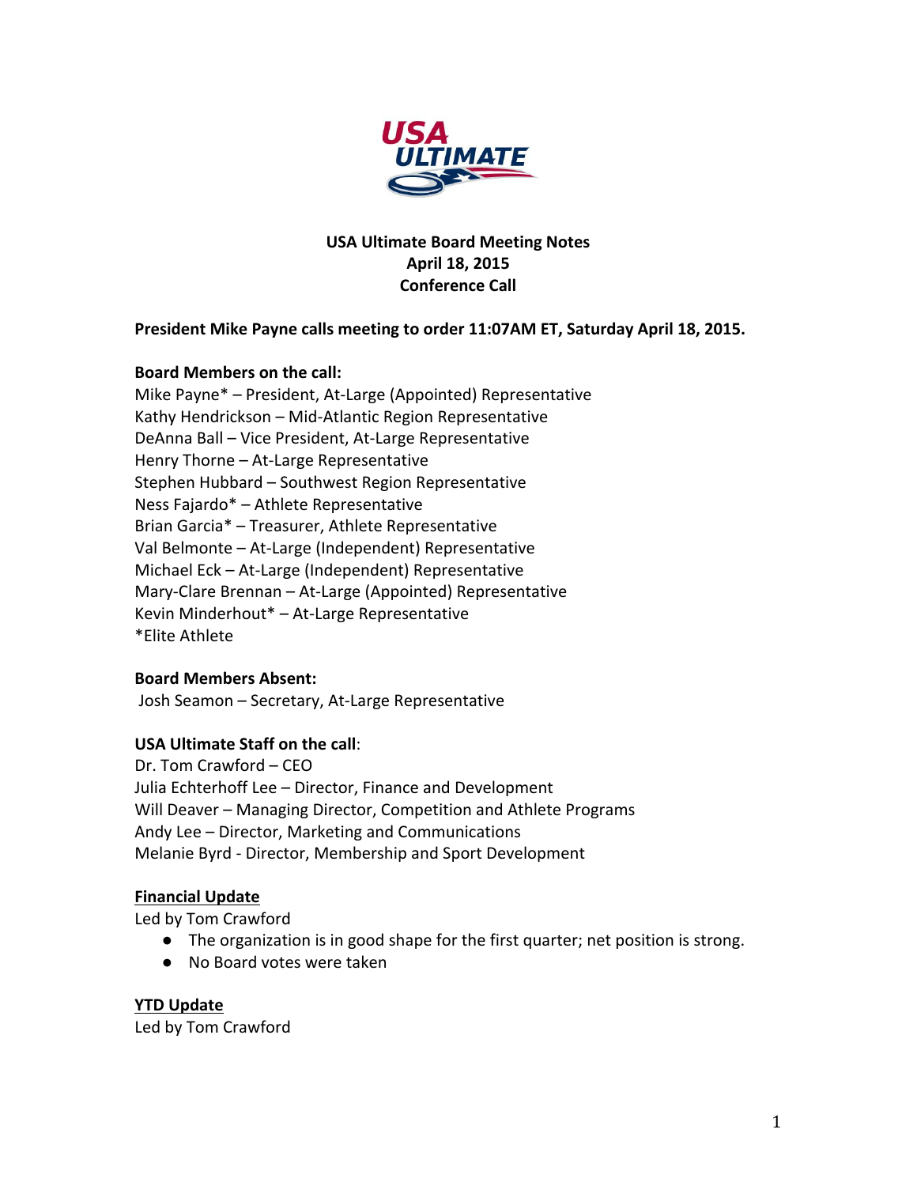**USA Ultimate Board Meeting Notes**
**April 18, 2015**
**Conference Call**

**President Mike Payne calls meeting to order 11:07AM ET, Saturday April 18, 2015.**

**Board Members on the call:**
Mike Payne* – President, At-Large (Appointed) Representative
Kathy Hendrickson – Mid-Atlantic Region Representative
DeAnna Ball – Vice President, At-Large Representative
Henry Thorne – At-Large Representative
Stephen Hubbard – Southwest Region Representative
Ness Fajardo* – Athlete Representative
Brian Garcia* – Treasurer, Athlete Representative
Val Belmonte – At-Large (Independent) Representative
Michael Eck – At-Large (Independent) Representative
Mary-Clare Brennan – At-Large (Appointed) Representative
Kevin Minderhout* – At-Large Representative
*Elite Athlete

**Board Members Absent:**
Josh Seamon – Secretary, At-Large Representative

**USA Ultimate Staff on the call**:
Dr. Tom Crawford – CEO
Julia Echterhoff Lee – Director, Finance and Development
Will Deaver – Managing Director, Competition and Athlete Programs
Andy Lee – Director, Marketing and Communications
Melanie Byrd - Director, Membership and Sport Development

**Financial Update**
Led by Tom Crawford

- The organization is in good shape for the first quarter; net position is strong.
- No Board votes were taken

**YTD Update**
Led by Tom Crawford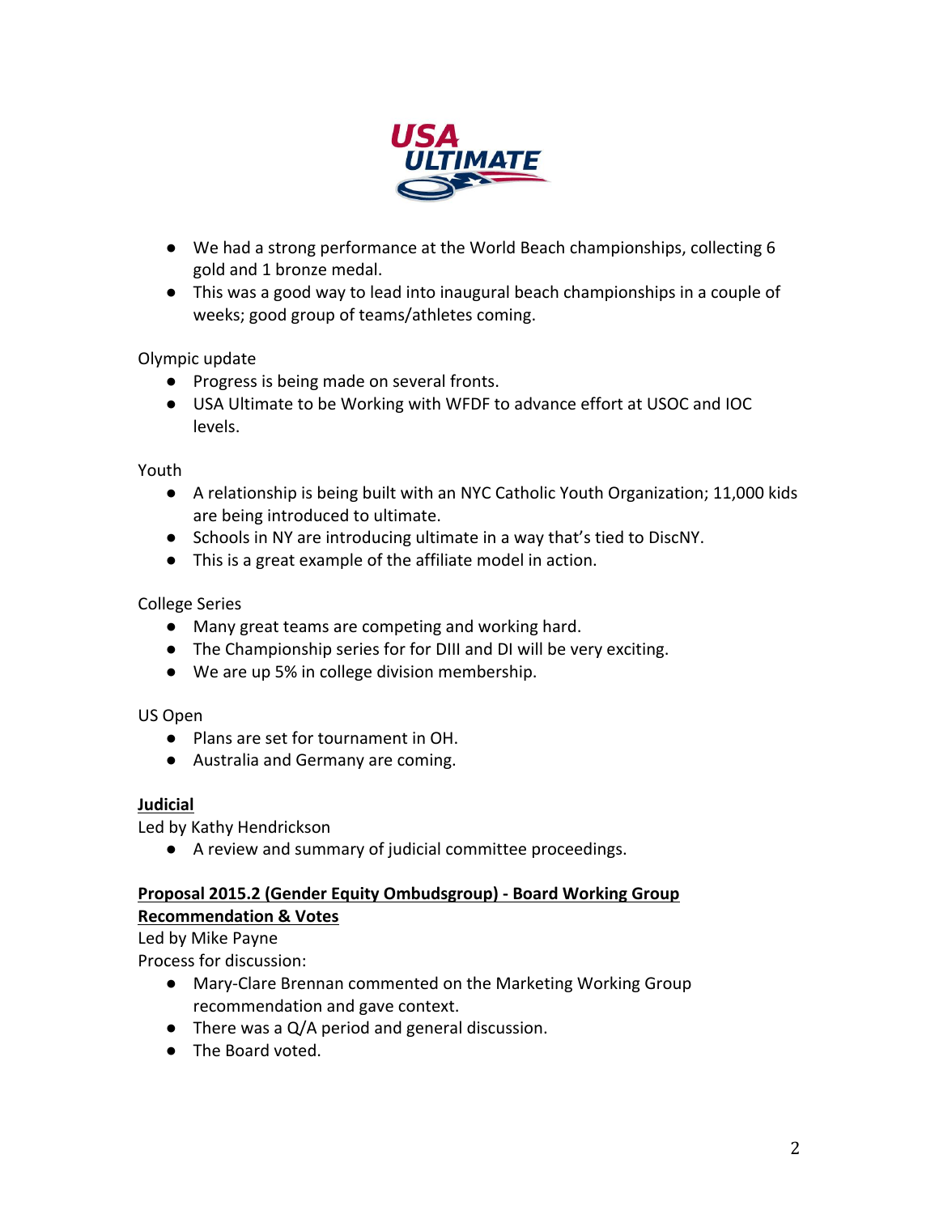- We had a strong performance at the World Beach championships, collecting 6 gold and 1 bronze medal.
- This was a good way to lead into inaugural beach championships in a couple of weeks; good group of teams/athletes coming.

Olympic update

- Progress is being made on several fronts.
- USA Ultimate to be Working with WFDF to advance effort at USOC and IOC levels.

Youth

- A relationship is being built with an NYC Catholic Youth Organization; 11,000 kids are being introduced to ultimate.
- Schools in NY are introducing ultimate in a way that's tied to DiscNY.
- This is a great example of the affiliate model in action.

College Series

- Many great teams are competing and working hard.
- The Championship series for for DIII and DI will be very exciting.
- We are up 5% in college division membership.

US Open

- Plans are set for tournament in OH.
- Australia and Germany are coming.

**Judicial**

Led by Kathy Hendrickson

- A review and summary of judicial committee proceedings.

**Proposal 2015.2 (Gender Equity Ombudsgroup) - Board Working Group Recommendation & Votes**

Led by Mike Payne

Process for discussion:

- Mary-Clare Brennan commented on the Marketing Working Group recommendation and gave context.
- There was a Q/A period and general discussion.
- The Board voted.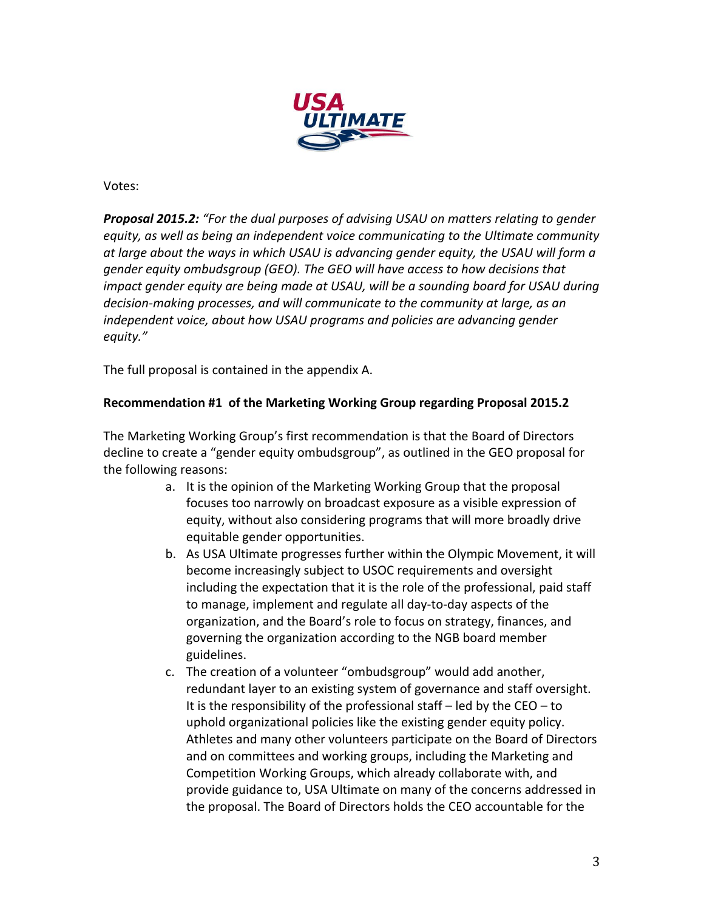Votes:

***Proposal 2015.2:*** *"For the dual purposes of advising USAU on matters relating to gender equity, as well as being an independent voice communicating to the Ultimate community at large about the ways in which USAU is advancing gender equity, the USAU will form a gender equity ombudsgroup (GEO). The GEO will have access to how decisions that impact gender equity are being made at USAU, will be a sounding board for USAU during decision-making processes, and will communicate to the community at large, as an independent voice, about how USAU programs and policies are advancing gender equity."*

The full proposal is contained in the appendix A.

**Recommendation #1 of the Marketing Working Group regarding Proposal 2015.2**

The Marketing Working Group's first recommendation is that the Board of Directors decline to create a "gender equity ombudsgroup", as outlined in the GEO proposal for the following reasons:

a. It is the opinion of the Marketing Working Group that the proposal focuses too narrowly on broadcast exposure as a visible expression of equity, without also considering programs that will more broadly drive equitable gender opportunities.
b. As USA Ultimate progresses further within the Olympic Movement, it will become increasingly subject to USOC requirements and oversight including the expectation that it is the role of the professional, paid staff to manage, implement and regulate all day-to-day aspects of the organization, and the Board's role to focus on strategy, finances, and governing the organization according to the NGB board member guidelines.
c. The creation of a volunteer "ombudsgroup" would add another, redundant layer to an existing system of governance and staff oversight. It is the responsibility of the professional staff – led by the CEO – to uphold organizational policies like the existing gender equity policy. Athletes and many other volunteers participate on the Board of Directors and on committees and working groups, including the Marketing and Competition Working Groups, which already collaborate with, and provide guidance to, USA Ultimate on many of the concerns addressed in the proposal. The Board of Directors holds the CEO accountable for the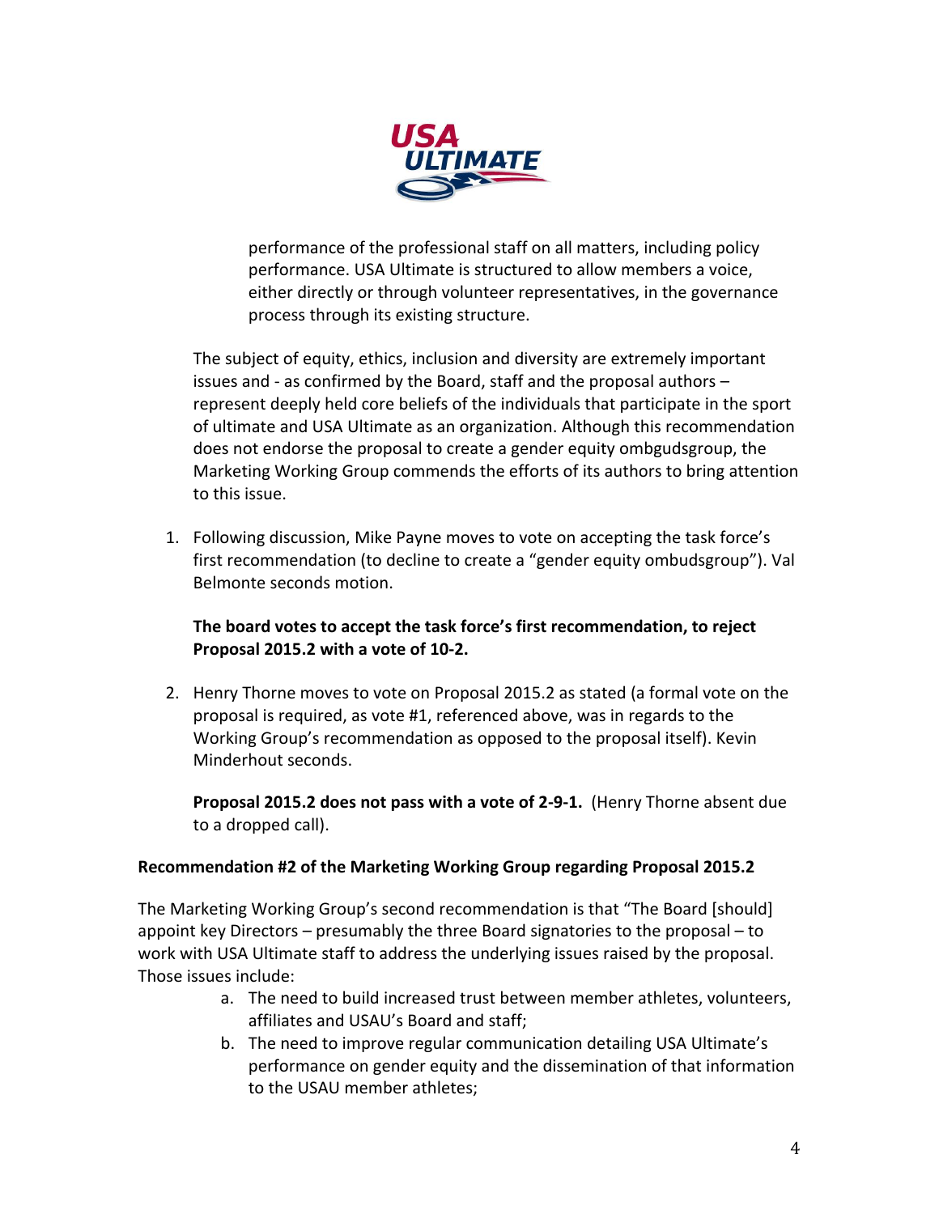performance of the professional staff on all matters, including policy performance. USA Ultimate is structured to allow members a voice, either directly or through volunteer representatives, in the governance process through its existing structure.

The subject of equity, ethics, inclusion and diversity are extremely important issues and - as confirmed by the Board, staff and the proposal authors – represent deeply held core beliefs of the individuals that participate in the sport of ultimate and USA Ultimate as an organization. Although this recommendation does not endorse the proposal to create a gender equity ombgudsgroup, the Marketing Working Group commends the efforts of its authors to bring attention to this issue.

1. Following discussion, Mike Payne moves to vote on accepting the task force's first recommendation (to decline to create a "gender equity ombudsgroup"). Val Belmonte seconds motion.

   **The board votes to accept the task force's first recommendation, to reject Proposal 2015.2 with a vote of 10-2.**

2. Henry Thorne moves to vote on Proposal 2015.2 as stated (a formal vote on the proposal is required, as vote #1, referenced above, was in regards to the Working Group's recommendation as opposed to the proposal itself). Kevin Minderhout seconds.

   **Proposal 2015.2 does not pass with a vote of 2-9-1.** (Henry Thorne absent due to a dropped call).

**Recommendation #2 of the Marketing Working Group regarding Proposal 2015.2**

The Marketing Working Group's second recommendation is that "The Board [should] appoint key Directors – presumably the three Board signatories to the proposal – to work with USA Ultimate staff to address the underlying issues raised by the proposal. Those issues include:

a. The need to build increased trust between member athletes, volunteers, affiliates and USAU's Board and staff;
b. The need to improve regular communication detailing USA Ultimate's performance on gender equity and the dissemination of that information to the USAU member athletes;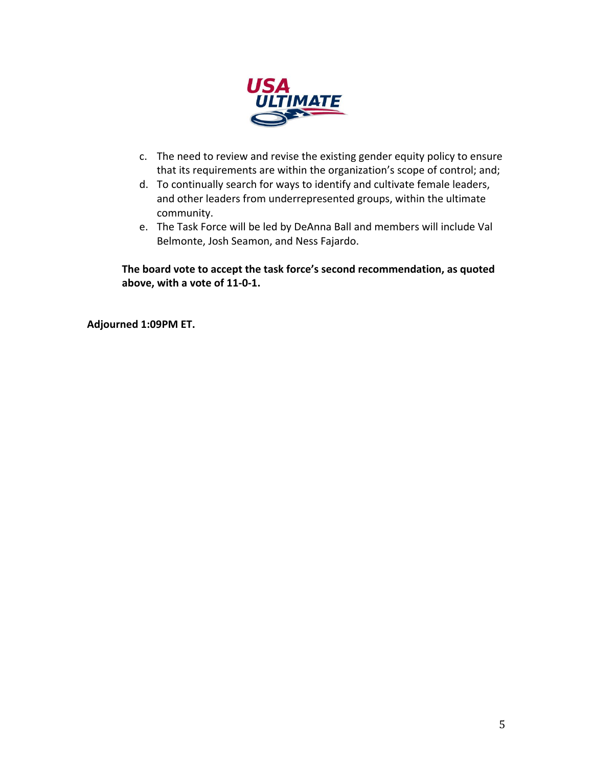c. The need to review and revise the existing gender equity policy to ensure that its requirements are within the organization's scope of control; and;
d. To continually search for ways to identify and cultivate female leaders, and other leaders from underrepresented groups, within the ultimate community.
e. The Task Force will be led by DeAnna Ball and members will include Val Belmonte, Josh Seamon, and Ness Fajardo.

**The board vote to accept the task force's second recommendation, as quoted above, with a vote of 11-0-1.**

**Adjourned 1:09PM ET.**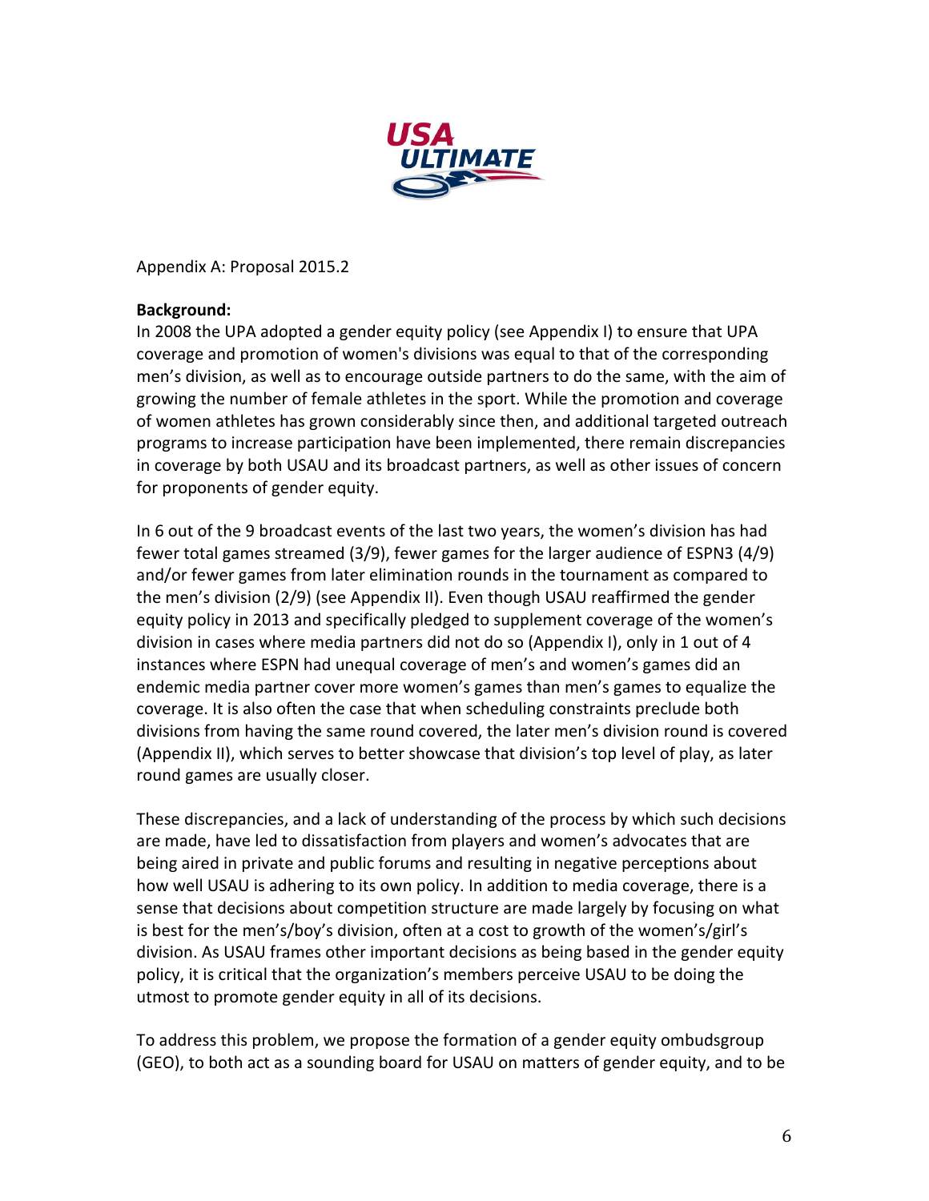Appendix A: Proposal 2015.2

**Background:**
In 2008 the UPA adopted a gender equity policy (see Appendix I) to ensure that UPA coverage and promotion of women's divisions was equal to that of the corresponding men's division, as well as to encourage outside partners to do the same, with the aim of growing the number of female athletes in the sport. While the promotion and coverage of women athletes has grown considerably since then, and additional targeted outreach programs to increase participation have been implemented, there remain discrepancies in coverage by both USAU and its broadcast partners, as well as other issues of concern for proponents of gender equity.

In 6 out of the 9 broadcast events of the last two years, the women's division has had fewer total games streamed (3/9), fewer games for the larger audience of ESPN3 (4/9) and/or fewer games from later elimination rounds in the tournament as compared to the men's division (2/9) (see Appendix II). Even though USAU reaffirmed the gender equity policy in 2013 and specifically pledged to supplement coverage of the women's division in cases where media partners did not do so (Appendix I), only in 1 out of 4 instances where ESPN had unequal coverage of men's and women's games did an endemic media partner cover more women's games than men's games to equalize the coverage. It is also often the case that when scheduling constraints preclude both divisions from having the same round covered, the later men's division round is covered (Appendix II), which serves to better showcase that division's top level of play, as later round games are usually closer.

These discrepancies, and a lack of understanding of the process by which such decisions are made, have led to dissatisfaction from players and women's advocates that are being aired in private and public forums and resulting in negative perceptions about how well USAU is adhering to its own policy. In addition to media coverage, there is a sense that decisions about competition structure are made largely by focusing on what is best for the men's/boy's division, often at a cost to growth of the women's/girl's division. As USAU frames other important decisions as being based in the gender equity policy, it is critical that the organization's members perceive USAU to be doing the utmost to promote gender equity in all of its decisions.

To address this problem, we propose the formation of a gender equity ombudsgroup (GEO), to both act as a sounding board for USAU on matters of gender equity, and to be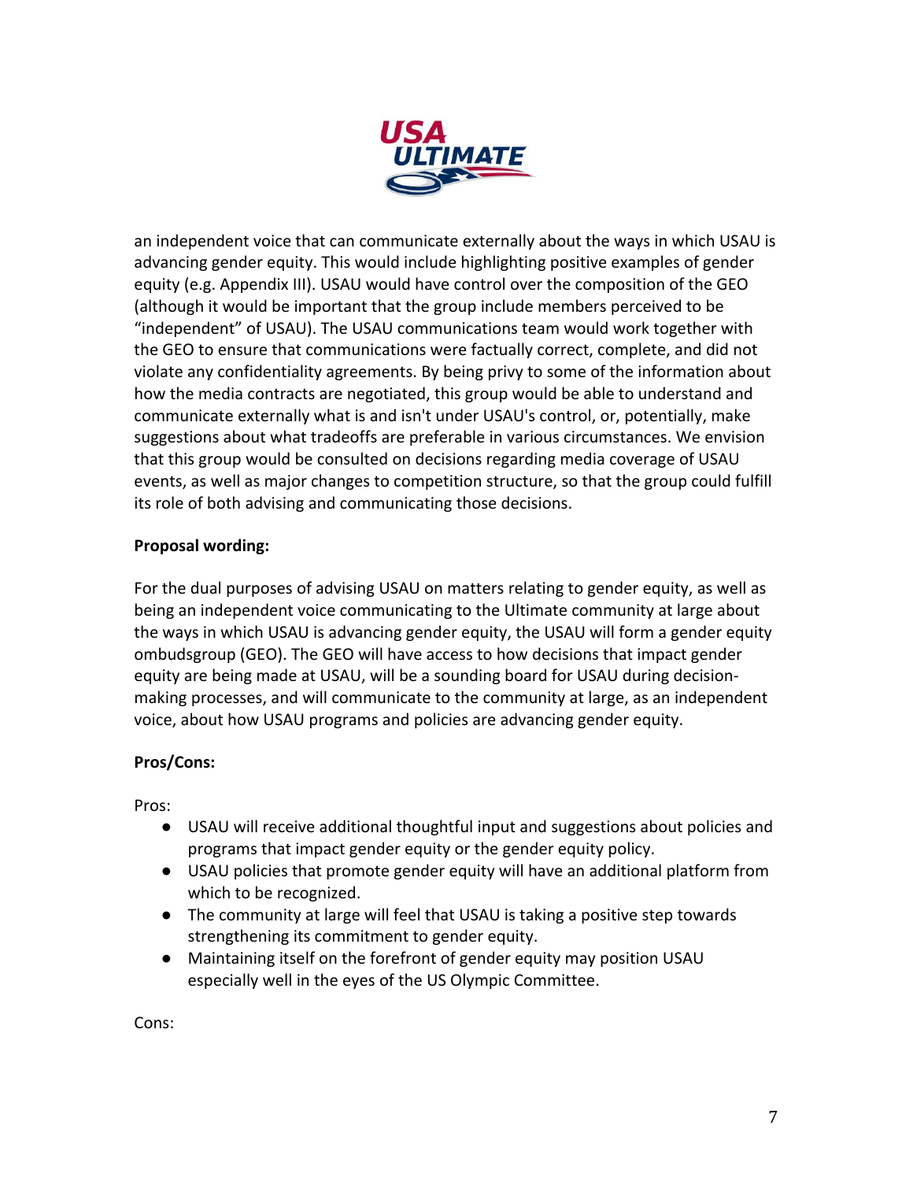an independent voice that can communicate externally about the ways in which USAU is advancing gender equity. This would include highlighting positive examples of gender equity (e.g. Appendix III). USAU would have control over the composition of the GEO (although it would be important that the group include members perceived to be "independent" of USAU). The USAU communications team would work together with the GEO to ensure that communications were factually correct, complete, and did not violate any confidentiality agreements. By being privy to some of the information about how the media contracts are negotiated, this group would be able to understand and communicate externally what is and isn't under USAU's control, or, potentially, make suggestions about what tradeoffs are preferable in various circumstances. We envision that this group would be consulted on decisions regarding media coverage of USAU events, as well as major changes to competition structure, so that the group could fulfill its role of both advising and communicating those decisions.

**Proposal wording:**

For the dual purposes of advising USAU on matters relating to gender equity, as well as being an independent voice communicating to the Ultimate community at large about the ways in which USAU is advancing gender equity, the USAU will form a gender equity ombudsgroup (GEO). The GEO will have access to how decisions that impact gender equity are being made at USAU, will be a sounding board for USAU during decision-making processes, and will communicate to the community at large, as an independent voice, about how USAU programs and policies are advancing gender equity.

**Pros/Cons:**

Pros:

- USAU will receive additional thoughtful input and suggestions about policies and programs that impact gender equity or the gender equity policy.
- USAU policies that promote gender equity will have an additional platform from which to be recognized.
- The community at large will feel that USAU is taking a positive step towards strengthening its commitment to gender equity.
- Maintaining itself on the forefront of gender equity may position USAU especially well in the eyes of the US Olympic Committee.

Cons: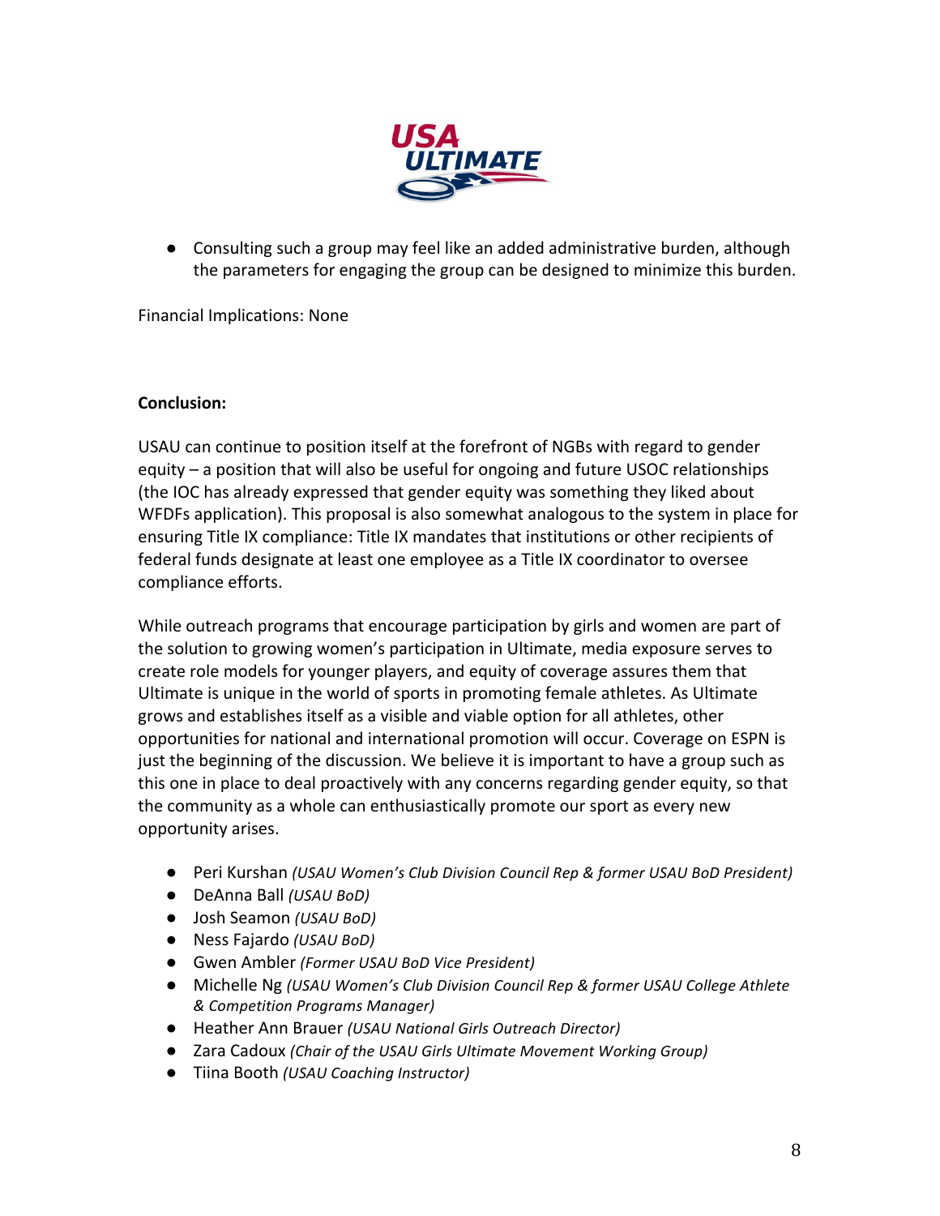- Consulting such a group may feel like an added administrative burden, although the parameters for engaging the group can be designed to minimize this burden.

Financial Implications: None

**Conclusion:**

USAU can continue to position itself at the forefront of NGBs with regard to gender equity – a position that will also be useful for ongoing and future USOC relationships (the IOC has already expressed that gender equity was something they liked about WFDFs application). This proposal is also somewhat analogous to the system in place for ensuring Title IX compliance: Title IX mandates that institutions or other recipients of federal funds designate at least one employee as a Title IX coordinator to oversee compliance efforts.

While outreach programs that encourage participation by girls and women are part of the solution to growing women's participation in Ultimate, media exposure serves to create role models for younger players, and equity of coverage assures them that Ultimate is unique in the world of sports in promoting female athletes. As Ultimate grows and establishes itself as a visible and viable option for all athletes, other opportunities for national and international promotion will occur. Coverage on ESPN is just the beginning of the discussion. We believe it is important to have a group such as this one in place to deal proactively with any concerns regarding gender equity, so that the community as a whole can enthusiastically promote our sport as every new opportunity arises.

- Peri Kurshan *(USAU Women's Club Division Council Rep & former USAU BoD President)*
- DeAnna Ball *(USAU BoD)*
- Josh Seamon *(USAU BoD)*
- Ness Fajardo *(USAU BoD)*
- Gwen Ambler *(Former USAU BoD Vice President)*
- Michelle Ng *(USAU Women's Club Division Council Rep & former USAU College Athlete & Competition Programs Manager)*
- Heather Ann Brauer *(USAU National Girls Outreach Director)*
- Zara Cadoux *(Chair of the USAU Girls Ultimate Movement Working Group)*
- Tiina Booth *(USAU Coaching Instructor)*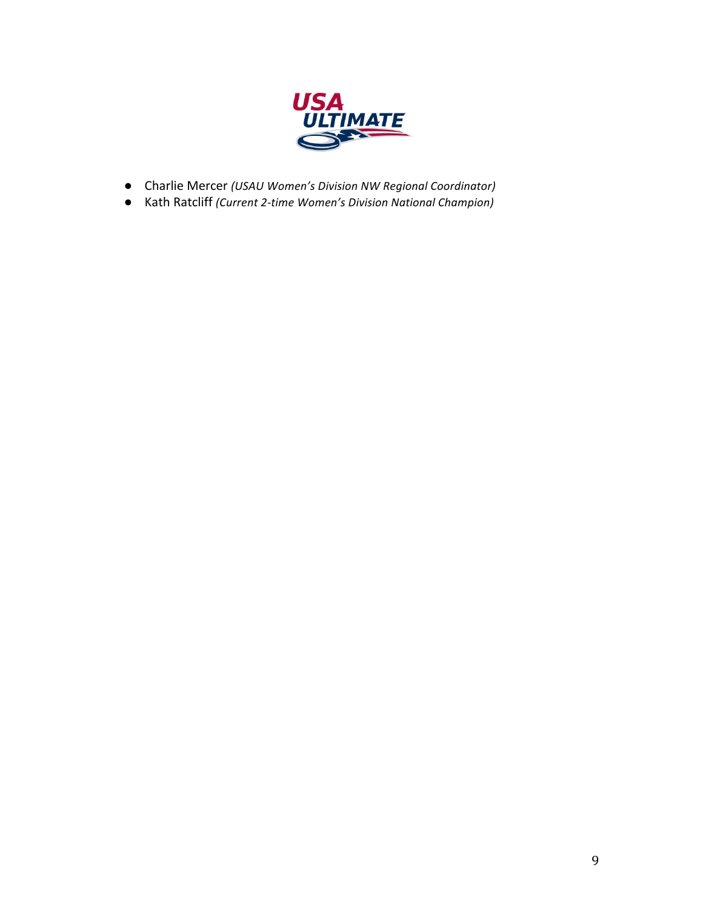- Charlie Mercer ***(USAU Women's Division NW Regional Coordinator)***
- Kath Ratcliff ***(Current 2-time Women's Division National Champion)***